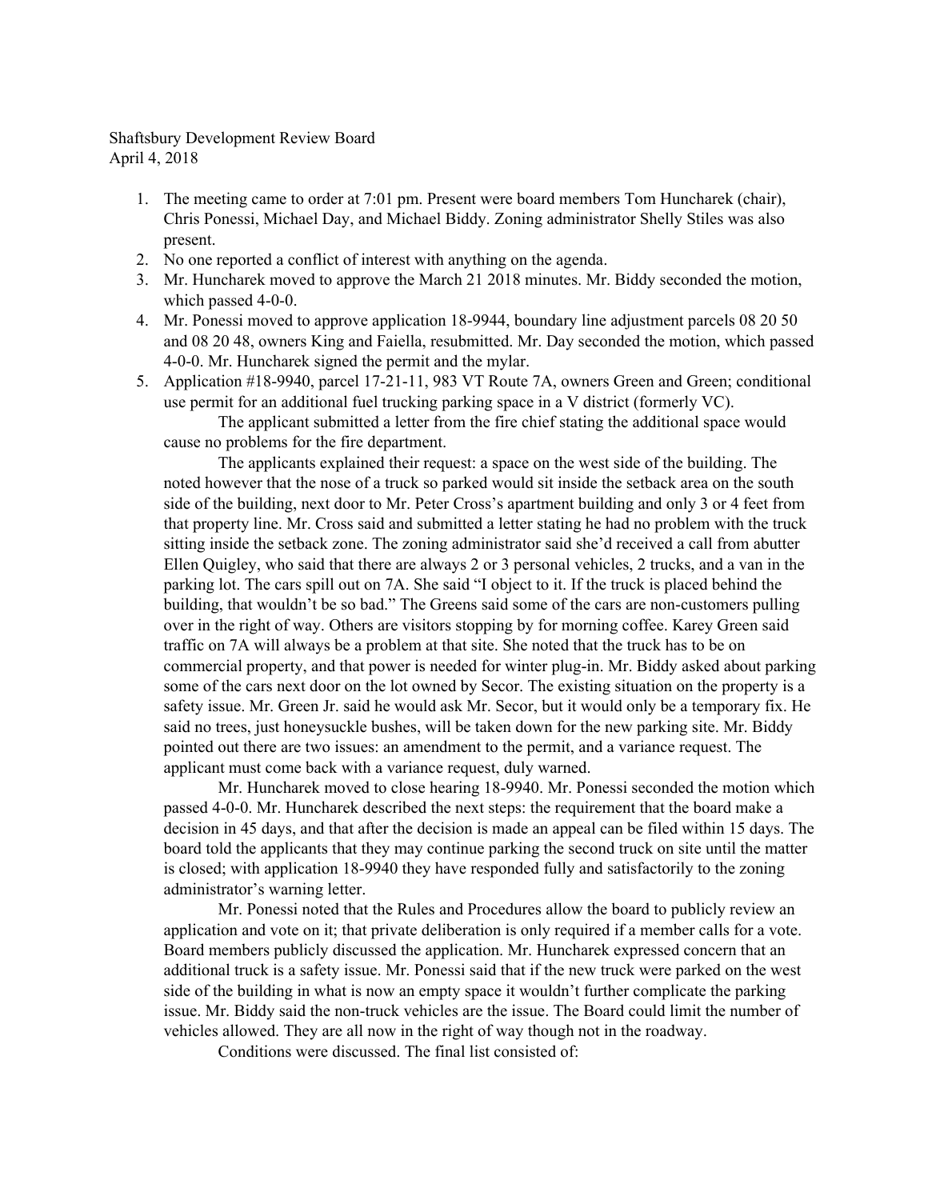Shaftsbury Development Review Board
April 4, 2018

1. The meeting came to order at 7:01 pm. Present were board members Tom Huncharek (chair), Chris Ponessi, Michael Day, and Michael Biddy. Zoning administrator Shelly Stiles was also present.
2. No one reported a conflict of interest with anything on the agenda.
3. Mr. Huncharek moved to approve the March 21 2018 minutes. Mr. Biddy seconded the motion, which passed 4-0-0.
4. Mr. Ponessi moved to approve application 18-9944, boundary line adjustment parcels 08 20 50 and 08 20 48, owners King and Faiella, resubmitted. Mr. Day seconded the motion, which passed 4-0-0. Mr. Huncharek signed the permit and the mylar.
5. Application #18-9940, parcel 17-21-11, 983 VT Route 7A, owners Green and Green; conditional use permit for an additional fuel trucking parking space in a V district (formerly VC).

   The applicant submitted a letter from the fire chief stating the additional space would cause no problems for the fire department.

   The applicants explained their request: a space on the west side of the building. The noted however that the nose of a truck so parked would sit inside the setback area on the south side of the building, next door to Mr. Peter Cross's apartment building and only 3 or 4 feet from that property line. Mr. Cross said and submitted a letter stating he had no problem with the truck sitting inside the setback zone. The zoning administrator said she'd received a call from abutter Ellen Quigley, who said that there are always 2 or 3 personal vehicles, 2 trucks, and a van in the parking lot. The cars spill out on 7A. She said "I object to it. If the truck is placed behind the building, that wouldn't be so bad." The Greens said some of the cars are non-customers pulling over in the right of way. Others are visitors stopping by for morning coffee. Karey Green said traffic on 7A will always be a problem at that site. She noted that the truck has to be on commercial property, and that power is needed for winter plug-in. Mr. Biddy asked about parking some of the cars next door on the lot owned by Secor. The existing situation on the property is a safety issue. Mr. Green Jr. said he would ask Mr. Secor, but it would only be a temporary fix. He said no trees, just honeysuckle bushes, will be taken down for the new parking site. Mr. Biddy pointed out there are two issues: an amendment to the permit, and a variance request. The applicant must come back with a variance request, duly warned.

   Mr. Huncharek moved to close hearing 18-9940. Mr. Ponessi seconded the motion which passed 4-0-0. Mr. Huncharek described the next steps: the requirement that the board make a decision in 45 days, and that after the decision is made an appeal can be filed within 15 days. The board told the applicants that they may continue parking the second truck on site until the matter is closed; with application 18-9940 they have responded fully and satisfactorily to the zoning administrator's warning letter.

   Mr. Ponessi noted that the Rules and Procedures allow the board to publicly review an application and vote on it; that private deliberation is only required if a member calls for a vote. Board members publicly discussed the application. Mr. Huncharek expressed concern that an additional truck is a safety issue. Mr. Ponessi said that if the new truck were parked on the west side of the building in what is now an empty space it wouldn't further complicate the parking issue. Mr. Biddy said the non-truck vehicles are the issue. The Board could limit the number of vehicles allowed. They are all now in the right of way though not in the roadway.

   Conditions were discussed. The final list consisted of: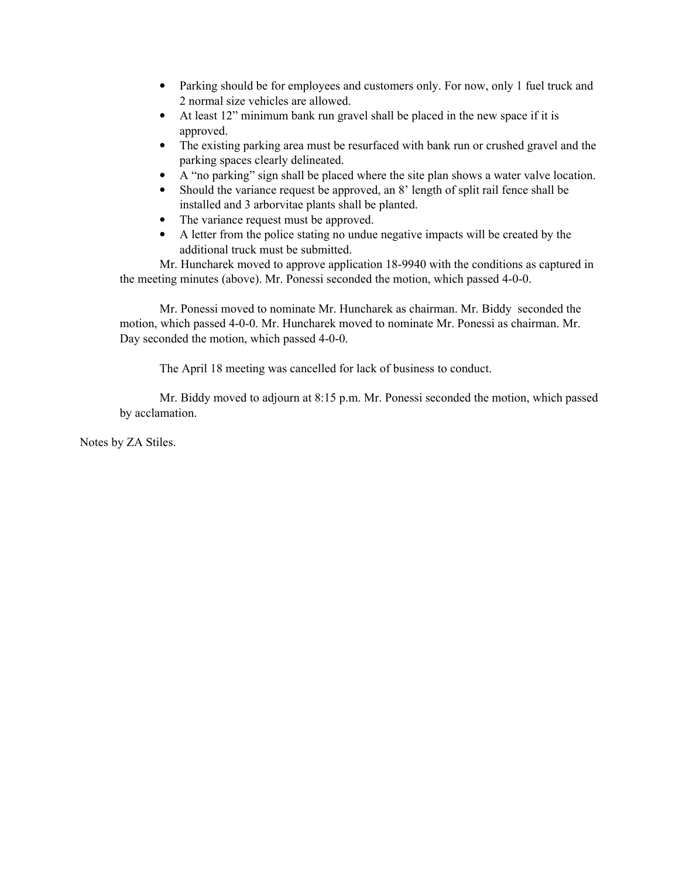- Parking should be for employees and customers only. For now, only 1 fuel truck and 2 normal size vehicles are allowed.
- At least 12” minimum bank run gravel shall be placed in the new space if it is approved.
- The existing parking area must be resurfaced with bank run or crushed gravel and the parking spaces clearly delineated.
- A “no parking” sign shall be placed where the site plan shows a water valve location.
- Should the variance request be approved, an 8’ length of split rail fence shall be installed and 3 arborvitae plants shall be planted.
- The variance request must be approved.
- A letter from the police stating no undue negative impacts will be created by the additional truck must be submitted.

Mr. Huncharek moved to approve application 18-9940 with the conditions as captured in the meeting minutes (above). Mr. Ponessi seconded the motion, which passed 4-0-0.

Mr. Ponessi moved to nominate Mr. Huncharek as chairman. Mr. Biddy seconded the motion, which passed 4-0-0. Mr. Huncharek moved to nominate Mr. Ponessi as chairman. Mr. Day seconded the motion, which passed 4-0-0.

The April 18 meeting was cancelled for lack of business to conduct.

Mr. Biddy moved to adjourn at 8:15 p.m. Mr. Ponessi seconded the motion, which passed by acclamation.

Notes by ZA Stiles.